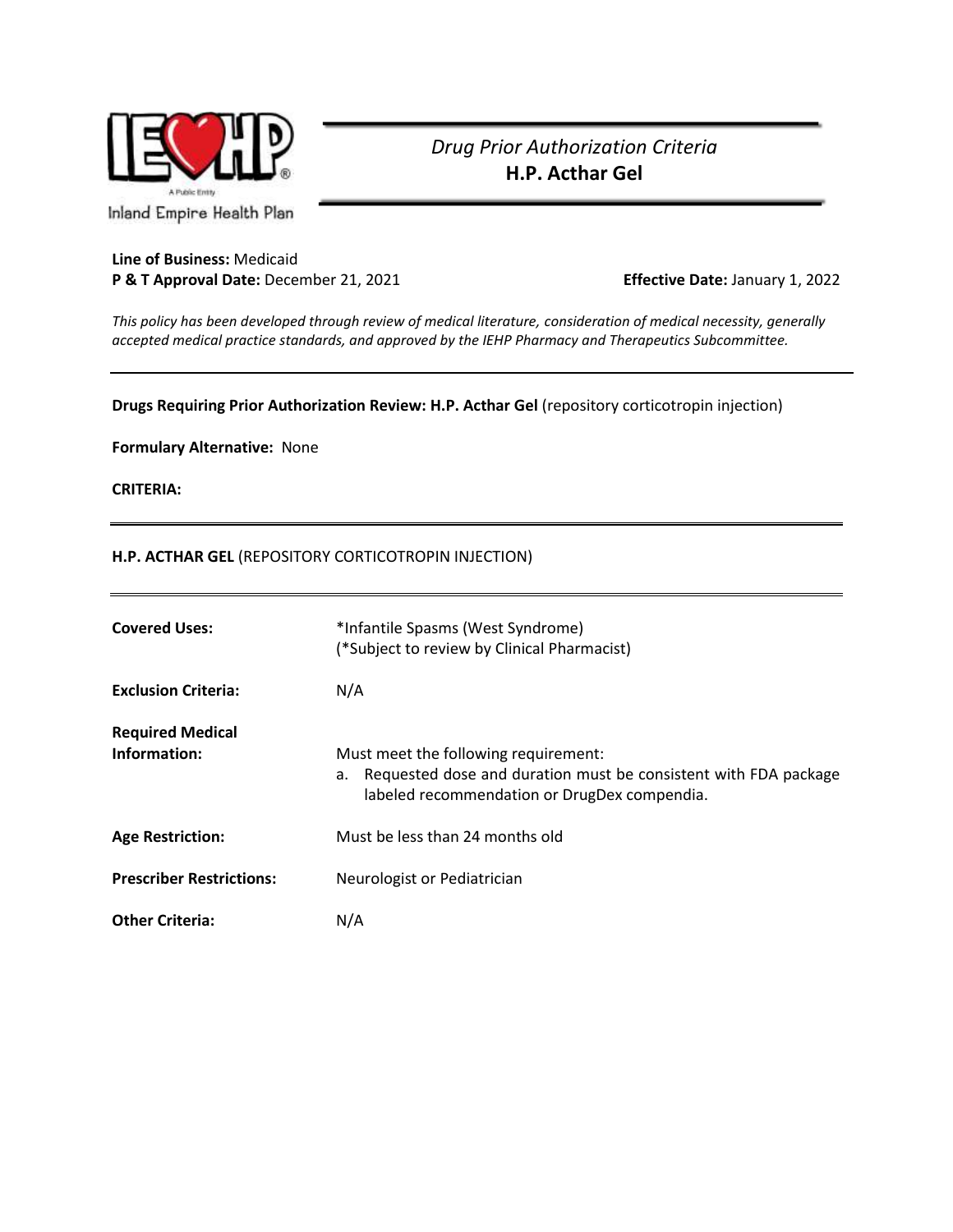Inland Empire Health Plan

# *Drug Prior Authorization Criteria*
# **H.P. Acthar Gel**

**Line of Business:** Medicaid
**P & T Approval Date:** December 21, 2021 **Effective Date:** January 1, 2022

*This policy has been developed through review of medical literature, consideration of medical necessity, generally accepted medical practice standards, and approved by the IEHP Pharmacy and Therapeutics Subcommittee.*

---

**Drugs Requiring Prior Authorization Review: H.P. Acthar Gel** (repository corticotropin injection)

**Formulary Alternative:** None

**CRITERIA:**

---

**H.P. ACTHAR GEL** (REPOSITORY CORTICOTROPIN INJECTION)

---

**Covered Uses:** *Infantile Spasms (West Syndrome)
(*Subject to review by Clinical Pharmacist)

**Exclusion Criteria:** N/A

**Required Medical Information:** Must meet the following requirement:

a. Requested dose and duration must be consistent with FDA package labeled recommendation or DrugDex compendia.

**Age Restriction:** Must be less than 24 months old

**Prescriber Restrictions:** Neurologist or Pediatrician

**Other Criteria:** N/A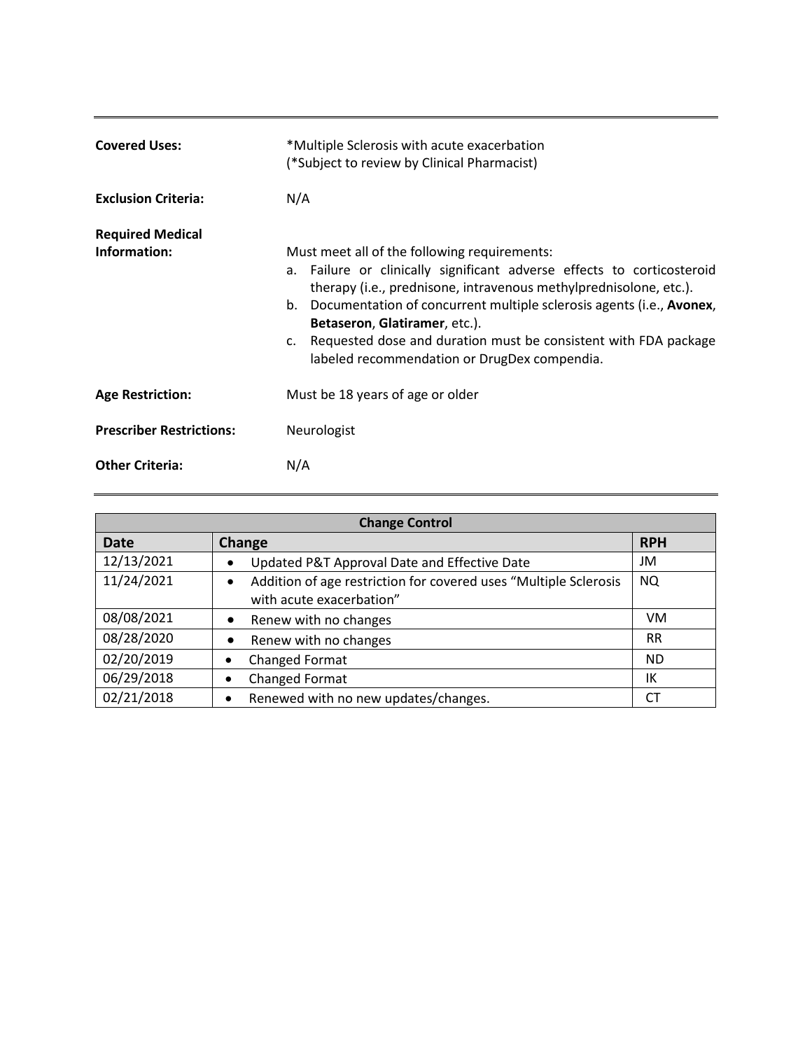**Covered Uses:** *Multiple Sclerosis with acute exacerbation
(*Subject to review by Clinical Pharmacist)

**Exclusion Criteria:** N/A

**Required Medical Information:**

Must meet all of the following requirements:

a. Failure or clinically significant adverse effects to corticosteroid therapy (i.e., prednisone, intravenous methylprednisolone, etc.).
b. Documentation of concurrent multiple sclerosis agents (i.e., **Avonex**, **Betaseron**, **Glatiramer**, etc.).
c. Requested dose and duration must be consistent with FDA package labeled recommendation or DrugDex compendia.

**Age Restriction:** Must be 18 years of age or older

**Prescriber Restrictions:** Neurologist

**Other Criteria:** N/A

| Change Control | | |
|---|---|---|
| **Date** | **Change** | **RPH** |
| 12/13/2021 | • Updated P&T Approval Date and Effective Date | JM |
| 11/24/2021 | • Addition of age restriction for covered uses "Multiple Sclerosis with acute exacerbation" | NQ |
| 08/08/2021 | • Renew with no changes | VM |
| 08/28/2020 | • Renew with no changes | RR |
| 02/20/2019 | • Changed Format | ND |
| 06/29/2018 | • Changed Format | IK |
| 02/21/2018 | • Renewed with no new updates/changes. | CT |